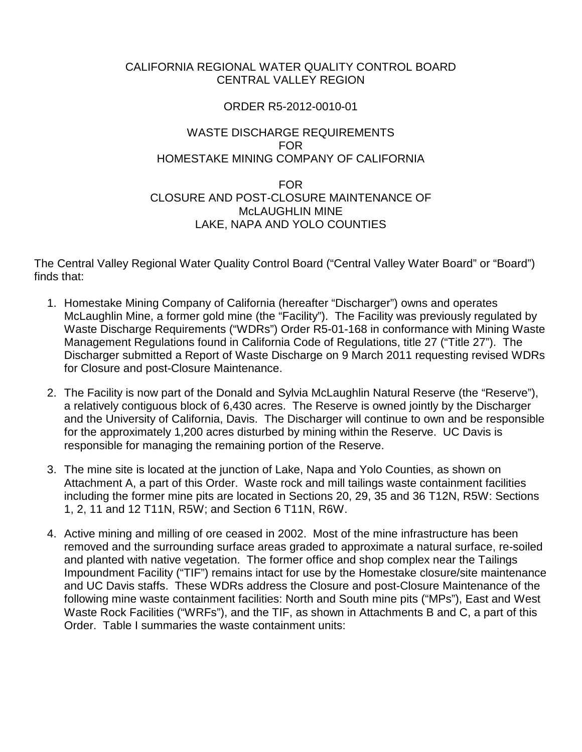CALIFORNIA REGIONAL WATER QUALITY CONTROL BOARD
CENTRAL VALLEY REGION

ORDER R5-2012-0010-01

WASTE DISCHARGE REQUIREMENTS
FOR
HOMESTAKE MINING COMPANY OF CALIFORNIA

FOR
CLOSURE AND POST-CLOSURE MAINTENANCE OF
McLAUGHLIN MINE
LAKE, NAPA AND YOLO COUNTIES

The Central Valley Regional Water Quality Control Board ("Central Valley Water Board" or "Board") finds that:

1. Homestake Mining Company of California (hereafter "Discharger") owns and operates McLaughlin Mine, a former gold mine (the "Facility"). The Facility was previously regulated by Waste Discharge Requirements ("WDRs") Order R5-01-168 in conformance with Mining Waste Management Regulations found in California Code of Regulations, title 27 ("Title 27"). The Discharger submitted a Report of Waste Discharge on 9 March 2011 requesting revised WDRs for Closure and post-Closure Maintenance.

2. The Facility is now part of the Donald and Sylvia McLaughlin Natural Reserve (the "Reserve"), a relatively contiguous block of 6,430 acres. The Reserve is owned jointly by the Discharger and the University of California, Davis. The Discharger will continue to own and be responsible for the approximately 1,200 acres disturbed by mining within the Reserve. UC Davis is responsible for managing the remaining portion of the Reserve.

3. The mine site is located at the junction of Lake, Napa and Yolo Counties, as shown on Attachment A, a part of this Order. Waste rock and mill tailings waste containment facilities including the former mine pits are located in Sections 20, 29, 35 and 36 T12N, R5W: Sections 1, 2, 11 and 12 T11N, R5W; and Section 6 T11N, R6W.

4. Active mining and milling of ore ceased in 2002. Most of the mine infrastructure has been removed and the surrounding surface areas graded to approximate a natural surface, re-soiled and planted with native vegetation. The former office and shop complex near the Tailings Impoundment Facility ("TIF") remains intact for use by the Homestake closure/site maintenance and UC Davis staffs. These WDRs address the Closure and post-Closure Maintenance of the following mine waste containment facilities: North and South mine pits ("MPs"), East and West Waste Rock Facilities ("WRFs"), and the TIF, as shown in Attachments B and C, a part of this Order. Table I summaries the waste containment units: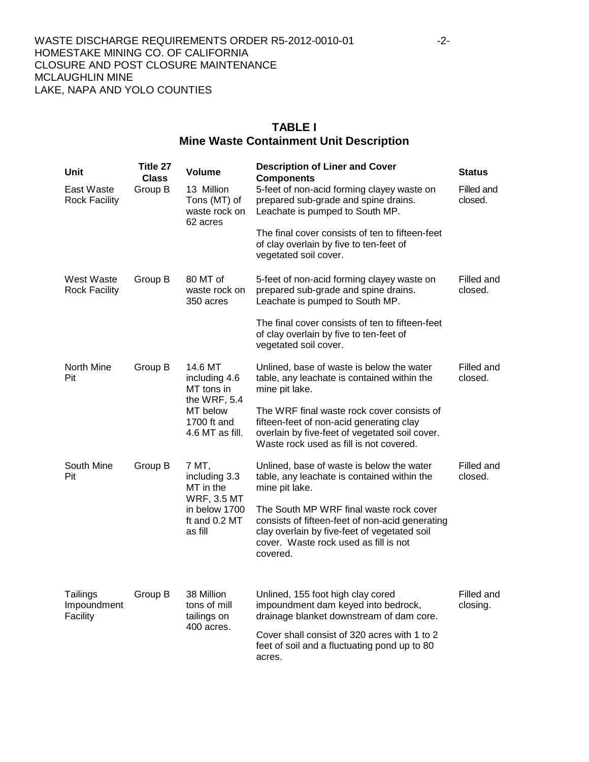## TABLE I
## Mine Waste Containment Unit Description

| Unit | Title 27 Class | Volume | Description of Liner and Cover Components | Status |
|---|---|---|---|---|
| East Waste Rock Facility | Group B | 13 Million Tons (MT) of waste rock on 62 acres | 5-feet of non-acid forming clayey waste on prepared sub-grade and spine drains. Leachate is pumped to South MP. <br><br> The final cover consists of ten to fifteen-feet of clay overlain by five to ten-feet of vegetated soil cover. | Filled and closed. |
| West Waste Rock Facility | Group B | 80 MT of waste rock on 350 acres | 5-feet of non-acid forming clayey waste on prepared sub-grade and spine drains. Leachate is pumped to South MP. <br><br> The final cover consists of ten to fifteen-feet of clay overlain by five to ten-feet of vegetated soil cover. | Filled and closed. |
| North Mine Pit | Group B | 14.6 MT including 4.6 MT tons in the WRF, 5.4 MT below 1700 ft and 4.6 MT as fill. | Unlined, base of waste is below the water table, any leachate is contained within the mine pit lake. <br><br> The WRF final waste rock cover consists of fifteen-feet of non-acid generating clay overlain by five-feet of vegetated soil cover. Waste rock used as fill is not covered. | Filled and closed. |
| South Mine Pit | Group B | 7 MT, including 3.3 MT in the WRF, 3.5 MT in below 1700 ft and 0.2 MT as fill | Unlined, base of waste is below the water table, any leachate is contained within the mine pit lake. <br><br> The South MP WRF final waste rock cover consists of fifteen-feet of non-acid generating clay overlain by five-feet of vegetated soil cover. Waste rock used as fill is not covered. | Filled and closed. |
| Tailings Impoundment Facility | Group B | 38 Million tons of mill tailings on 400 acres. | Unlined, 155 foot high clay cored impoundment dam keyed into bedrock, drainage blanket downstream of dam core. <br><br> Cover shall consist of 320 acres with 1 to 2 feet of soil and a fluctuating pond up to 80 acres. | Filled and closing. |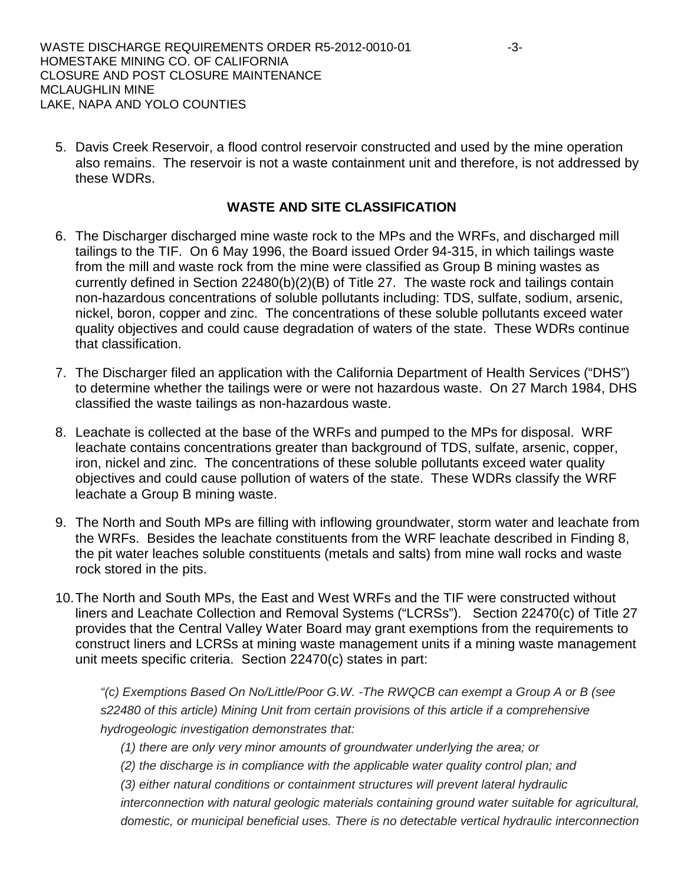5. Davis Creek Reservoir, a flood control reservoir constructed and used by the mine operation also remains. The reservoir is not a waste containment unit and therefore, is not addressed by these WDRs.

## WASTE AND SITE CLASSIFICATION

6. The Discharger discharged mine waste rock to the MPs and the WRFs, and discharged mill tailings to the TIF. On 6 May 1996, the Board issued Order 94-315, in which tailings waste from the mill and waste rock from the mine were classified as Group B mining wastes as currently defined in Section 22480(b)(2)(B) of Title 27. The waste rock and tailings contain non-hazardous concentrations of soluble pollutants including: TDS, sulfate, sodium, arsenic, nickel, boron, copper and zinc. The concentrations of these soluble pollutants exceed water quality objectives and could cause degradation of waters of the state. These WDRs continue that classification.

7. The Discharger filed an application with the California Department of Health Services ("DHS") to determine whether the tailings were or were not hazardous waste. On 27 March 1984, DHS classified the waste tailings as non-hazardous waste.

8. Leachate is collected at the base of the WRFs and pumped to the MPs for disposal. WRF leachate contains concentrations greater than background of TDS, sulfate, arsenic, copper, iron, nickel and zinc. The concentrations of these soluble pollutants exceed water quality objectives and could cause pollution of waters of the state. These WDRs classify the WRF leachate a Group B mining waste.

9. The North and South MPs are filling with inflowing groundwater, storm water and leachate from the WRFs. Besides the leachate constituents from the WRF leachate described in Finding 8, the pit water leaches soluble constituents (metals and salts) from mine wall rocks and waste rock stored in the pits.

10. The North and South MPs, the East and West WRFs and the TIF were constructed without liners and Leachate Collection and Removal Systems ("LCRSs"). Section 22470(c) of Title 27 provides that the Central Valley Water Board may grant exemptions from the requirements to construct liners and LCRSs at mining waste management units if a mining waste management unit meets specific criteria. Section 22470(c) states in part:

    *"(c) Exemptions Based On No/Little/Poor G.W. -The RWQCB can exempt a Group A or B (see s22480 of this article) Mining Unit from certain provisions of this article if a comprehensive hydrogeologic investigation demonstrates that:*

    *(1) there are only very minor amounts of groundwater underlying the area; or*

    *(2) the discharge is in compliance with the applicable water quality control plan; and*

    *(3) either natural conditions or containment structures will prevent lateral hydraulic interconnection with natural geologic materials containing ground water suitable for agricultural, domestic, or municipal beneficial uses. There is no detectable vertical hydraulic interconnection*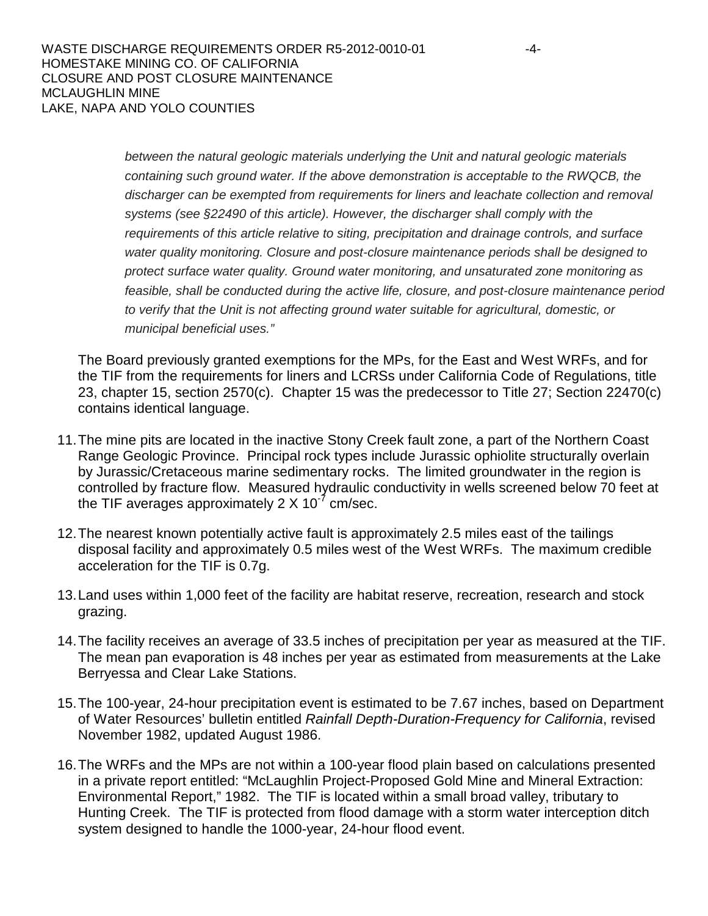*between the natural geologic materials underlying the Unit and natural geologic materials containing such ground water. If the above demonstration is acceptable to the RWQCB, the discharger can be exempted from requirements for liners and leachate collection and removal systems (see §22490 of this article). However, the discharger shall comply with the requirements of this article relative to siting, precipitation and drainage controls, and surface water quality monitoring. Closure and post-closure maintenance periods shall be designed to protect surface water quality. Ground water monitoring, and unsaturated zone monitoring as feasible, shall be conducted during the active life, closure, and post-closure maintenance period to verify that the Unit is not affecting ground water suitable for agricultural, domestic, or municipal beneficial uses."*

The Board previously granted exemptions for the MPs, for the East and West WRFs, and for the TIF from the requirements for liners and LCRSs under California Code of Regulations, title 23, chapter 15, section 2570(c). Chapter 15 was the predecessor to Title 27; Section 22470(c) contains identical language.

11. The mine pits are located in the inactive Stony Creek fault zone, a part of the Northern Coast Range Geologic Province. Principal rock types include Jurassic ophiolite structurally overlain by Jurassic/Cretaceous marine sedimentary rocks. The limited groundwater in the region is controlled by fracture flow. Measured hydraulic conductivity in wells screened below 70 feet at the TIF averages approximately $2 \times 10^{-7}$ cm/sec.

12. The nearest known potentially active fault is approximately 2.5 miles east of the tailings disposal facility and approximately 0.5 miles west of the West WRFs. The maximum credible acceleration for the TIF is 0.7g.

13. Land uses within 1,000 feet of the facility are habitat reserve, recreation, research and stock grazing.

14. The facility receives an average of 33.5 inches of precipitation per year as measured at the TIF. The mean pan evaporation is 48 inches per year as estimated from measurements at the Lake Berryessa and Clear Lake Stations.

15. The 100-year, 24-hour precipitation event is estimated to be 7.67 inches, based on Department of Water Resources' bulletin entitled *Rainfall Depth-Duration-Frequency for California*, revised November 1982, updated August 1986.

16. The WRFs and the MPs are not within a 100-year flood plain based on calculations presented in a private report entitled: "McLaughlin Project-Proposed Gold Mine and Mineral Extraction: Environmental Report," 1982. The TIF is located within a small broad valley, tributary to Hunting Creek. The TIF is protected from flood damage with a storm water interception ditch system designed to handle the 1000-year, 24-hour flood event.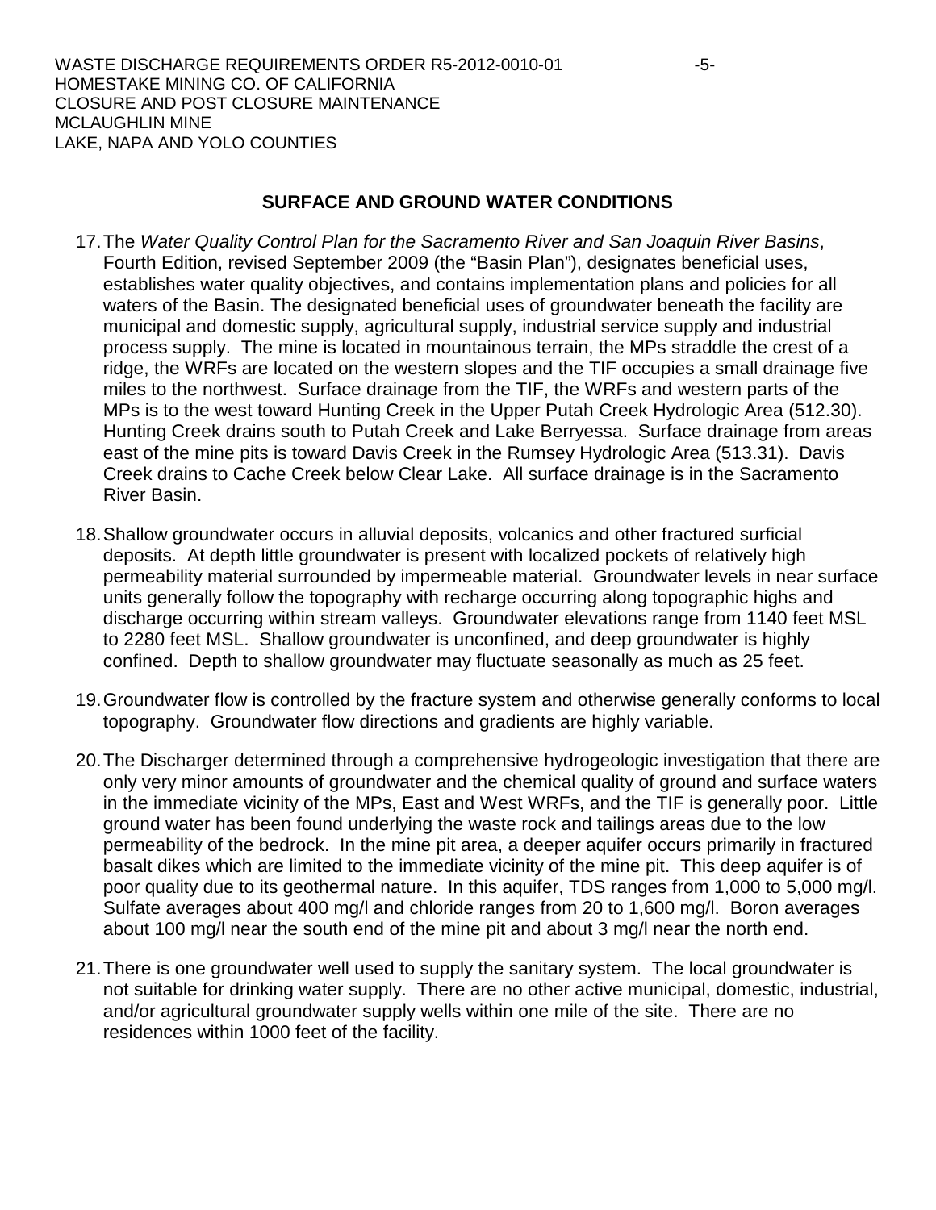## SURFACE AND GROUND WATER CONDITIONS

17. The *Water Quality Control Plan for the Sacramento River and San Joaquin River Basins*, Fourth Edition, revised September 2009 (the "Basin Plan"), designates beneficial uses, establishes water quality objectives, and contains implementation plans and policies for all waters of the Basin. The designated beneficial uses of groundwater beneath the facility are municipal and domestic supply, agricultural supply, industrial service supply and industrial process supply. The mine is located in mountainous terrain, the MPs straddle the crest of a ridge, the WRFs are located on the western slopes and the TIF occupies a small drainage five miles to the northwest. Surface drainage from the TIF, the WRFs and western parts of the MPs is to the west toward Hunting Creek in the Upper Putah Creek Hydrologic Area (512.30). Hunting Creek drains south to Putah Creek and Lake Berryessa. Surface drainage from areas east of the mine pits is toward Davis Creek in the Rumsey Hydrologic Area (513.31). Davis Creek drains to Cache Creek below Clear Lake. All surface drainage is in the Sacramento River Basin.

18. Shallow groundwater occurs in alluvial deposits, volcanics and other fractured surficial deposits. At depth little groundwater is present with localized pockets of relatively high permeability material surrounded by impermeable material. Groundwater levels in near surface units generally follow the topography with recharge occurring along topographic highs and discharge occurring within stream valleys. Groundwater elevations range from 1140 feet MSL to 2280 feet MSL. Shallow groundwater is unconfined, and deep groundwater is highly confined. Depth to shallow groundwater may fluctuate seasonally as much as 25 feet.

19. Groundwater flow is controlled by the fracture system and otherwise generally conforms to local topography. Groundwater flow directions and gradients are highly variable.

20. The Discharger determined through a comprehensive hydrogeologic investigation that there are only very minor amounts of groundwater and the chemical quality of ground and surface waters in the immediate vicinity of the MPs, East and West WRFs, and the TIF is generally poor. Little ground water has been found underlying the waste rock and tailings areas due to the low permeability of the bedrock. In the mine pit area, a deeper aquifer occurs primarily in fractured basalt dikes which are limited to the immediate vicinity of the mine pit. This deep aquifer is of poor quality due to its geothermal nature. In this aquifer, TDS ranges from 1,000 to 5,000 mg/l. Sulfate averages about 400 mg/l and chloride ranges from 20 to 1,600 mg/l. Boron averages about 100 mg/l near the south end of the mine pit and about 3 mg/l near the north end.

21. There is one groundwater well used to supply the sanitary system. The local groundwater is not suitable for drinking water supply. There are no other active municipal, domestic, industrial, and/or agricultural groundwater supply wells within one mile of the site. There are no residences within 1000 feet of the facility.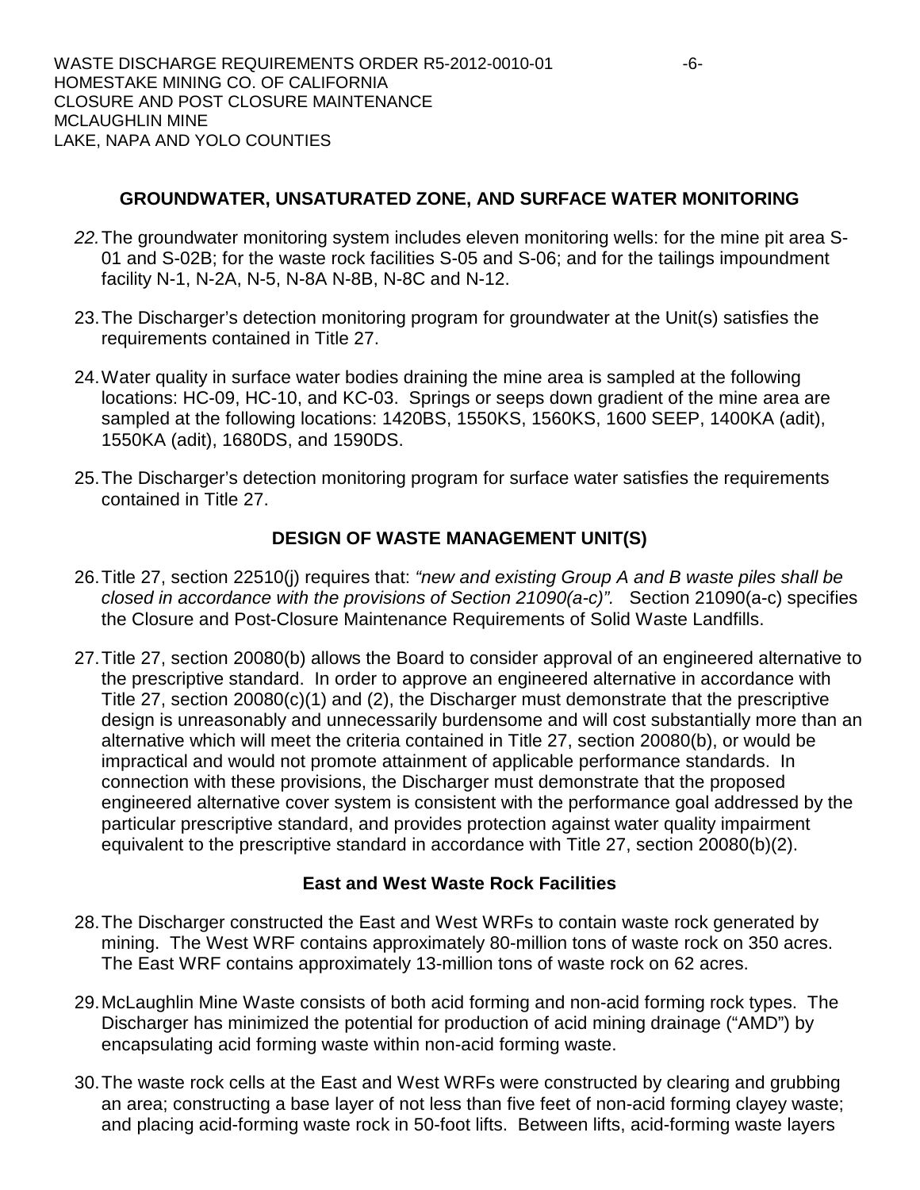## GROUNDWATER, UNSATURATED ZONE, AND SURFACE WATER MONITORING

22. The groundwater monitoring system includes eleven monitoring wells: for the mine pit area S-01 and S-02B; for the waste rock facilities S-05 and S-06; and for the tailings impoundment facility N-1, N-2A, N-5, N-8A N-8B, N-8C and N-12.

23. The Discharger's detection monitoring program for groundwater at the Unit(s) satisfies the requirements contained in Title 27.

24. Water quality in surface water bodies draining the mine area is sampled at the following locations: HC-09, HC-10, and KC-03. Springs or seeps down gradient of the mine area are sampled at the following locations: 1420BS, 1550KS, 1560KS, 1600 SEEP, 1400KA (adit), 1550KA (adit), 1680DS, and 1590DS.

25. The Discharger's detection monitoring program for surface water satisfies the requirements contained in Title 27.

## DESIGN OF WASTE MANAGEMENT UNIT(S)

26. Title 27, section 22510(j) requires that: *"new and existing Group A and B waste piles shall be closed in accordance with the provisions of Section 21090(a-c)".* Section 21090(a-c) specifies the Closure and Post-Closure Maintenance Requirements of Solid Waste Landfills.

27. Title 27, section 20080(b) allows the Board to consider approval of an engineered alternative to the prescriptive standard. In order to approve an engineered alternative in accordance with Title 27, section 20080(c)(1) and (2), the Discharger must demonstrate that the prescriptive design is unreasonably and unnecessarily burdensome and will cost substantially more than an alternative which will meet the criteria contained in Title 27, section 20080(b), or would be impractical and would not promote attainment of applicable performance standards. In connection with these provisions, the Discharger must demonstrate that the proposed engineered alternative cover system is consistent with the performance goal addressed by the particular prescriptive standard, and provides protection against water quality impairment equivalent to the prescriptive standard in accordance with Title 27, section 20080(b)(2).

### East and West Waste Rock Facilities

28. The Discharger constructed the East and West WRFs to contain waste rock generated by mining. The West WRF contains approximately 80-million tons of waste rock on 350 acres. The East WRF contains approximately 13-million tons of waste rock on 62 acres.

29. McLaughlin Mine Waste consists of both acid forming and non-acid forming rock types. The Discharger has minimized the potential for production of acid mining drainage ("AMD") by encapsulating acid forming waste within non-acid forming waste.

30. The waste rock cells at the East and West WRFs were constructed by clearing and grubbing an area; constructing a base layer of not less than five feet of non-acid forming clayey waste; and placing acid-forming waste rock in 50-foot lifts. Between lifts, acid-forming waste layers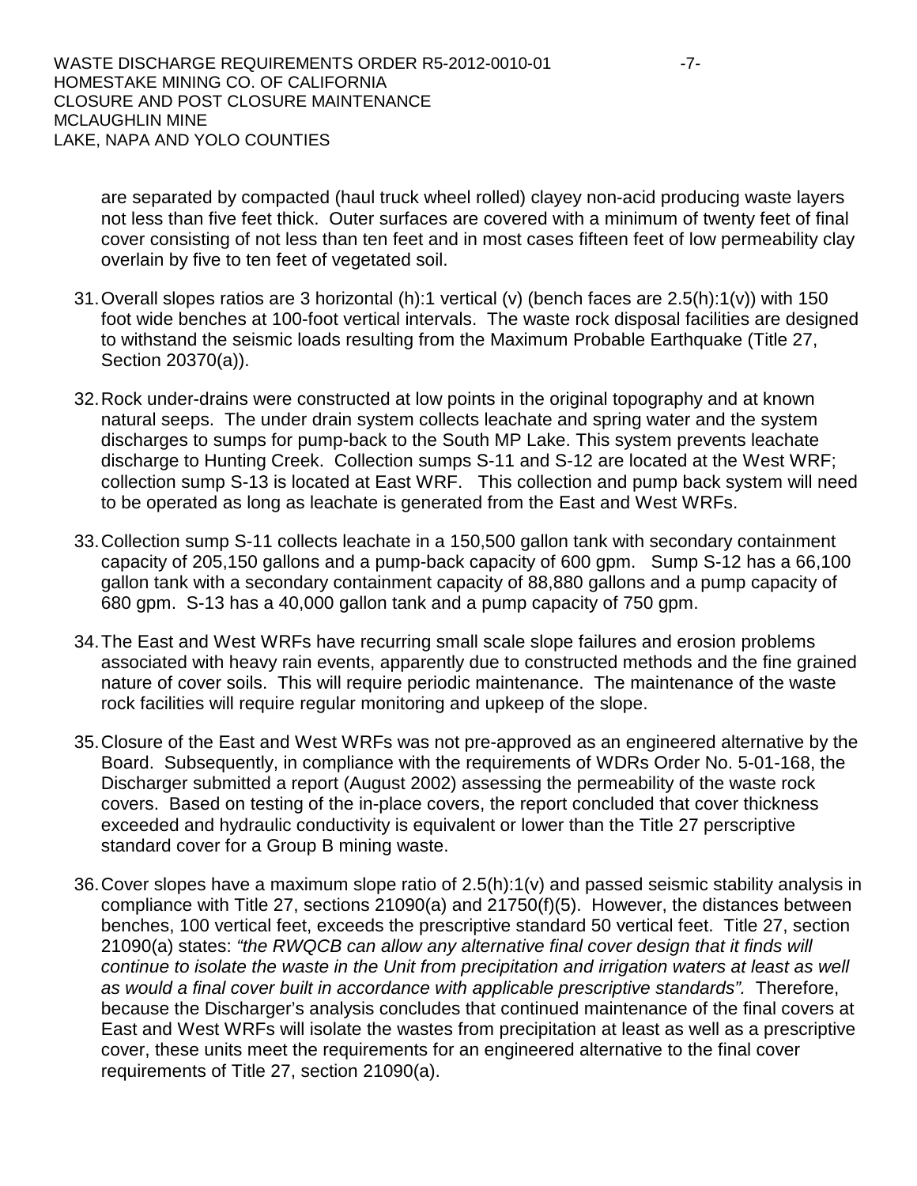are separated by compacted (haul truck wheel rolled) clayey non-acid producing waste layers not less than five feet thick. Outer surfaces are covered with a minimum of twenty feet of final cover consisting of not less than ten feet and in most cases fifteen feet of low permeability clay overlain by five to ten feet of vegetated soil.

31. Overall slopes ratios are 3 horizontal (h):1 vertical (v) (bench faces are 2.5(h):1(v)) with 150 foot wide benches at 100-foot vertical intervals. The waste rock disposal facilities are designed to withstand the seismic loads resulting from the Maximum Probable Earthquake (Title 27, Section 20370(a)).

32. Rock under-drains were constructed at low points in the original topography and at known natural seeps. The under drain system collects leachate and spring water and the system discharges to sumps for pump-back to the South MP Lake. This system prevents leachate discharge to Hunting Creek. Collection sumps S-11 and S-12 are located at the West WRF; collection sump S-13 is located at East WRF. This collection and pump back system will need to be operated as long as leachate is generated from the East and West WRFs.

33. Collection sump S-11 collects leachate in a 150,500 gallon tank with secondary containment capacity of 205,150 gallons and a pump-back capacity of 600 gpm. Sump S-12 has a 66,100 gallon tank with a secondary containment capacity of 88,880 gallons and a pump capacity of 680 gpm. S-13 has a 40,000 gallon tank and a pump capacity of 750 gpm.

34. The East and West WRFs have recurring small scale slope failures and erosion problems associated with heavy rain events, apparently due to constructed methods and the fine grained nature of cover soils. This will require periodic maintenance. The maintenance of the waste rock facilities will require regular monitoring and upkeep of the slope.

35. Closure of the East and West WRFs was not pre-approved as an engineered alternative by the Board. Subsequently, in compliance with the requirements of WDRs Order No. 5-01-168, the Discharger submitted a report (August 2002) assessing the permeability of the waste rock covers. Based on testing of the in-place covers, the report concluded that cover thickness exceeded and hydraulic conductivity is equivalent or lower than the Title 27 perscriptive standard cover for a Group B mining waste.

36. Cover slopes have a maximum slope ratio of 2.5(h):1(v) and passed seismic stability analysis in compliance with Title 27, sections 21090(a) and 21750(f)(5). However, the distances between benches, 100 vertical feet, exceeds the prescriptive standard 50 vertical feet. Title 27, section 21090(a) states: *"the RWQCB can allow any alternative final cover design that it finds will continue to isolate the waste in the Unit from precipitation and irrigation waters at least as well as would a final cover built in accordance with applicable prescriptive standards".* Therefore, because the Discharger's analysis concludes that continued maintenance of the final covers at East and West WRFs will isolate the wastes from precipitation at least as well as a prescriptive cover, these units meet the requirements for an engineered alternative to the final cover requirements of Title 27, section 21090(a).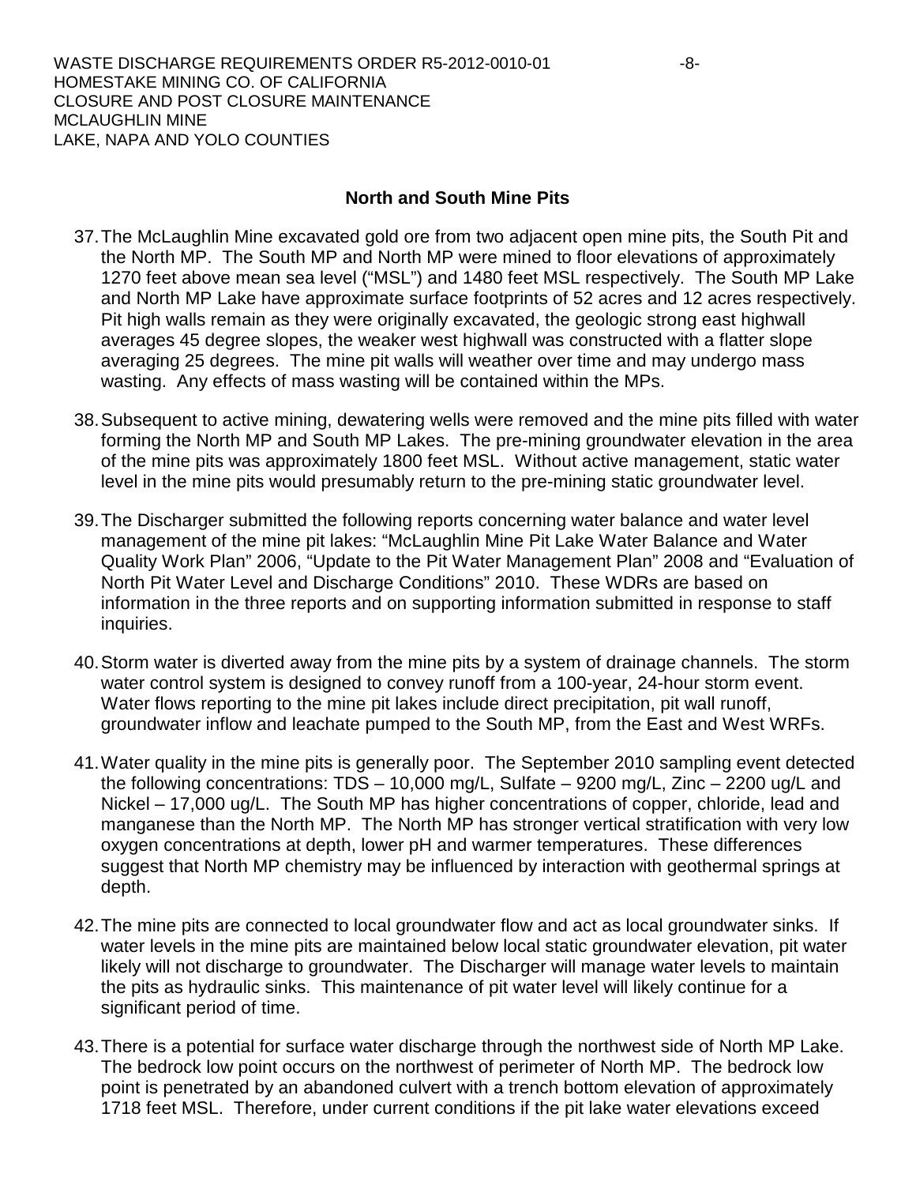## North and South Mine Pits

37. The McLaughlin Mine excavated gold ore from two adjacent open mine pits, the South Pit and the North MP. The South MP and North MP were mined to floor elevations of approximately 1270 feet above mean sea level ("MSL") and 1480 feet MSL respectively. The South MP Lake and North MP Lake have approximate surface footprints of 52 acres and 12 acres respectively. Pit high walls remain as they were originally excavated, the geologic strong east highwall averages 45 degree slopes, the weaker west highwall was constructed with a flatter slope averaging 25 degrees. The mine pit walls will weather over time and may undergo mass wasting. Any effects of mass wasting will be contained within the MPs.

38. Subsequent to active mining, dewatering wells were removed and the mine pits filled with water forming the North MP and South MP Lakes. The pre-mining groundwater elevation in the area of the mine pits was approximately 1800 feet MSL. Without active management, static water level in the mine pits would presumably return to the pre-mining static groundwater level.

39. The Discharger submitted the following reports concerning water balance and water level management of the mine pit lakes: "McLaughlin Mine Pit Lake Water Balance and Water Quality Work Plan" 2006, "Update to the Pit Water Management Plan" 2008 and "Evaluation of North Pit Water Level and Discharge Conditions" 2010. These WDRs are based on information in the three reports and on supporting information submitted in response to staff inquiries.

40. Storm water is diverted away from the mine pits by a system of drainage channels. The storm water control system is designed to convey runoff from a 100-year, 24-hour storm event. Water flows reporting to the mine pit lakes include direct precipitation, pit wall runoff, groundwater inflow and leachate pumped to the South MP, from the East and West WRFs.

41. Water quality in the mine pits is generally poor. The September 2010 sampling event detected the following concentrations: TDS – 10,000 mg/L, Sulfate – 9200 mg/L, Zinc – 2200 ug/L and Nickel – 17,000 ug/L. The South MP has higher concentrations of copper, chloride, lead and manganese than the North MP. The North MP has stronger vertical stratification with very low oxygen concentrations at depth, lower pH and warmer temperatures. These differences suggest that North MP chemistry may be influenced by interaction with geothermal springs at depth.

42. The mine pits are connected to local groundwater flow and act as local groundwater sinks. If water levels in the mine pits are maintained below local static groundwater elevation, pit water likely will not discharge to groundwater. The Discharger will manage water levels to maintain the pits as hydraulic sinks. This maintenance of pit water level will likely continue for a significant period of time.

43. There is a potential for surface water discharge through the northwest side of North MP Lake. The bedrock low point occurs on the northwest of perimeter of North MP. The bedrock low point is penetrated by an abandoned culvert with a trench bottom elevation of approximately 1718 feet MSL. Therefore, under current conditions if the pit lake water elevations exceed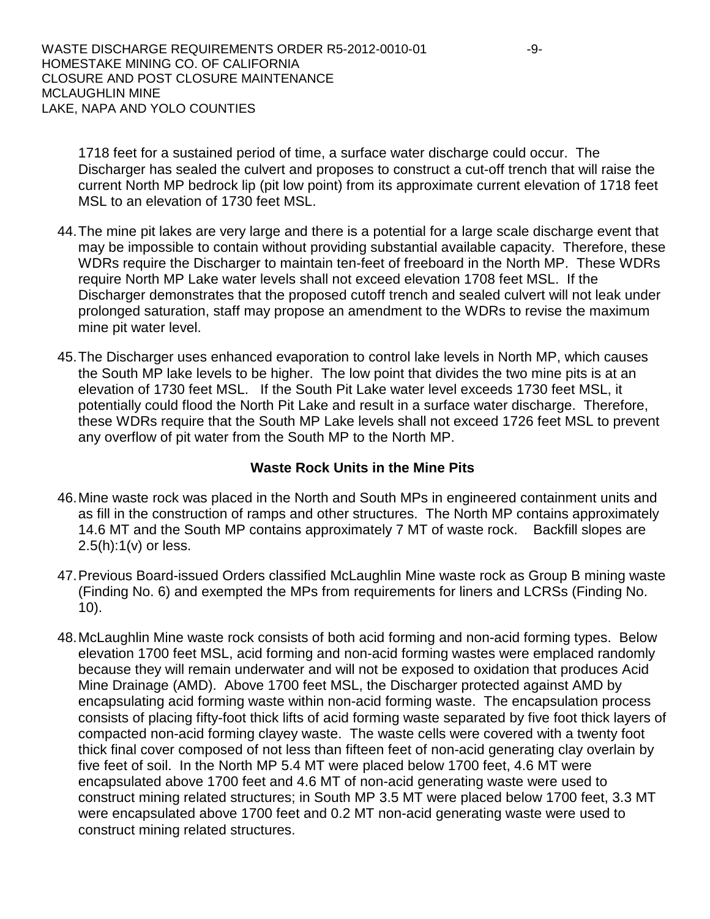1718 feet for a sustained period of time, a surface water discharge could occur. The Discharger has sealed the culvert and proposes to construct a cut-off trench that will raise the current North MP bedrock lip (pit low point) from its approximate current elevation of 1718 feet MSL to an elevation of 1730 feet MSL.

44. The mine pit lakes are very large and there is a potential for a large scale discharge event that may be impossible to contain without providing substantial available capacity. Therefore, these WDRs require the Discharger to maintain ten-feet of freeboard in the North MP. These WDRs require North MP Lake water levels shall not exceed elevation 1708 feet MSL. If the Discharger demonstrates that the proposed cutoff trench and sealed culvert will not leak under prolonged saturation, staff may propose an amendment to the WDRs to revise the maximum mine pit water level.

45. The Discharger uses enhanced evaporation to control lake levels in North MP, which causes the South MP lake levels to be higher. The low point that divides the two mine pits is at an elevation of 1730 feet MSL. If the South Pit Lake water level exceeds 1730 feet MSL, it potentially could flood the North Pit Lake and result in a surface water discharge. Therefore, these WDRs require that the South MP Lake levels shall not exceed 1726 feet MSL to prevent any overflow of pit water from the South MP to the North MP.

**Waste Rock Units in the Mine Pits**

46. Mine waste rock was placed in the North and South MPs in engineered containment units and as fill in the construction of ramps and other structures. The North MP contains approximately 14.6 MT and the South MP contains approximately 7 MT of waste rock. Backfill slopes are 2.5(h):1(v) or less.

47. Previous Board-issued Orders classified McLaughlin Mine waste rock as Group B mining waste (Finding No. 6) and exempted the MPs from requirements for liners and LCRSs (Finding No. 10).

48. McLaughlin Mine waste rock consists of both acid forming and non-acid forming types. Below elevation 1700 feet MSL, acid forming and non-acid forming wastes were emplaced randomly because they will remain underwater and will not be exposed to oxidation that produces Acid Mine Drainage (AMD). Above 1700 feet MSL, the Discharger protected against AMD by encapsulating acid forming waste within non-acid forming waste. The encapsulation process consists of placing fifty-foot thick lifts of acid forming waste separated by five foot thick layers of compacted non-acid forming clayey waste. The waste cells were covered with a twenty foot thick final cover composed of not less than fifteen feet of non-acid generating clay overlain by five feet of soil. In the North MP 5.4 MT were placed below 1700 feet, 4.6 MT were encapsulated above 1700 feet and 4.6 MT of non-acid generating waste were used to construct mining related structures; in South MP 3.5 MT were placed below 1700 feet, 3.3 MT were encapsulated above 1700 feet and 0.2 MT non-acid generating waste were used to construct mining related structures.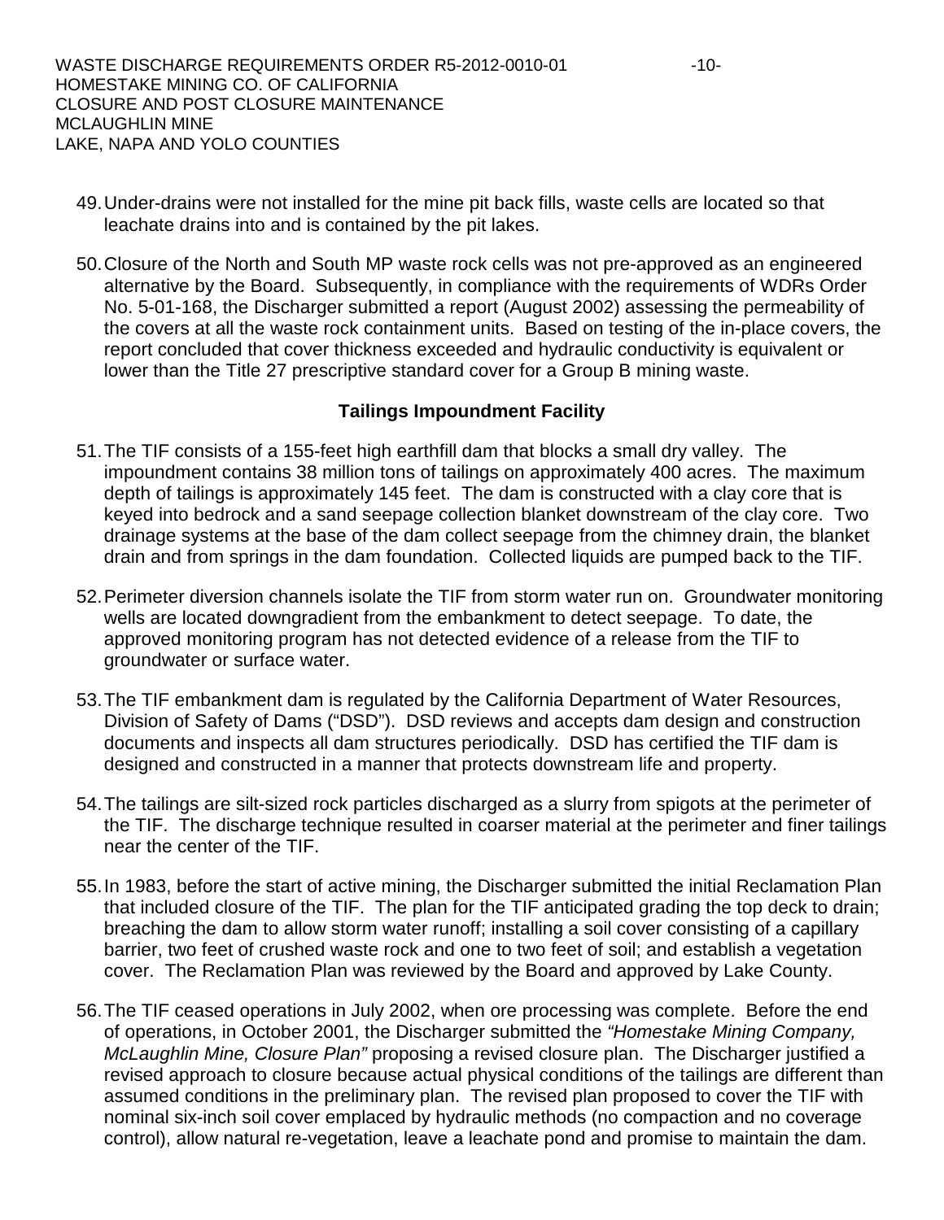49. Under-drains were not installed for the mine pit back fills, waste cells are located so that leachate drains into and is contained by the pit lakes.

50. Closure of the North and South MP waste rock cells was not pre-approved as an engineered alternative by the Board. Subsequently, in compliance with the requirements of WDRs Order No. 5-01-168, the Discharger submitted a report (August 2002) assessing the permeability of the covers at all the waste rock containment units. Based on testing of the in-place covers, the report concluded that cover thickness exceeded and hydraulic conductivity is equivalent or lower than the Title 27 prescriptive standard cover for a Group B mining waste.

**Tailings Impoundment Facility**

51. The TIF consists of a 155-feet high earthfill dam that blocks a small dry valley. The impoundment contains 38 million tons of tailings on approximately 400 acres. The maximum depth of tailings is approximately 145 feet. The dam is constructed with a clay core that is keyed into bedrock and a sand seepage collection blanket downstream of the clay core. Two drainage systems at the base of the dam collect seepage from the chimney drain, the blanket drain and from springs in the dam foundation. Collected liquids are pumped back to the TIF.

52. Perimeter diversion channels isolate the TIF from storm water run on. Groundwater monitoring wells are located downgradient from the embankment to detect seepage. To date, the approved monitoring program has not detected evidence of a release from the TIF to groundwater or surface water.

53. The TIF embankment dam is regulated by the California Department of Water Resources, Division of Safety of Dams ("DSD"). DSD reviews and accepts dam design and construction documents and inspects all dam structures periodically. DSD has certified the TIF dam is designed and constructed in a manner that protects downstream life and property.

54. The tailings are silt-sized rock particles discharged as a slurry from spigots at the perimeter of the TIF. The discharge technique resulted in coarser material at the perimeter and finer tailings near the center of the TIF.

55. In 1983, before the start of active mining, the Discharger submitted the initial Reclamation Plan that included closure of the TIF. The plan for the TIF anticipated grading the top deck to drain; breaching the dam to allow storm water runoff; installing a soil cover consisting of a capillary barrier, two feet of crushed waste rock and one to two feet of soil; and establish a vegetation cover. The Reclamation Plan was reviewed by the Board and approved by Lake County.

56. The TIF ceased operations in July 2002, when ore processing was complete. Before the end of operations, in October 2001, the Discharger submitted the *"Homestake Mining Company, McLaughlin Mine, Closure Plan"* proposing a revised closure plan. The Discharger justified a revised approach to closure because actual physical conditions of the tailings are different than assumed conditions in the preliminary plan. The revised plan proposed to cover the TIF with nominal six-inch soil cover emplaced by hydraulic methods (no compaction and no coverage control), allow natural re-vegetation, leave a leachate pond and promise to maintain the dam.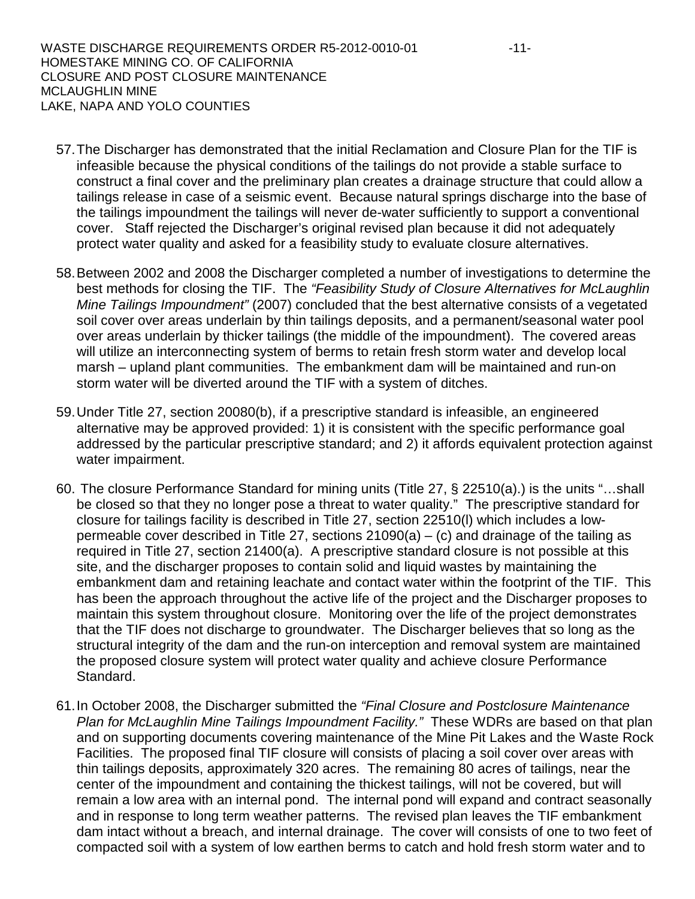57. The Discharger has demonstrated that the initial Reclamation and Closure Plan for the TIF is infeasible because the physical conditions of the tailings do not provide a stable surface to construct a final cover and the preliminary plan creates a drainage structure that could allow a tailings release in case of a seismic event. Because natural springs discharge into the base of the tailings impoundment the tailings will never de-water sufficiently to support a conventional cover. Staff rejected the Discharger's original revised plan because it did not adequately protect water quality and asked for a feasibility study to evaluate closure alternatives.

58. Between 2002 and 2008 the Discharger completed a number of investigations to determine the best methods for closing the TIF. The *"Feasibility Study of Closure Alternatives for McLaughlin Mine Tailings Impoundment"* (2007) concluded that the best alternative consists of a vegetated soil cover over areas underlain by thin tailings deposits, and a permanent/seasonal water pool over areas underlain by thicker tailings (the middle of the impoundment). The covered areas will utilize an interconnecting system of berms to retain fresh storm water and develop local marsh – upland plant communities. The embankment dam will be maintained and run-on storm water will be diverted around the TIF with a system of ditches.

59. Under Title 27, section 20080(b), if a prescriptive standard is infeasible, an engineered alternative may be approved provided: 1) it is consistent with the specific performance goal addressed by the particular prescriptive standard; and 2) it affords equivalent protection against water impairment.

60. The closure Performance Standard for mining units (Title 27, § 22510(a).) is the units "…shall be closed so that they no longer pose a threat to water quality." The prescriptive standard for closure for tailings facility is described in Title 27, section 22510(l) which includes a low-permeable cover described in Title 27, sections 21090(a) – (c) and drainage of the tailing as required in Title 27, section 21400(a). A prescriptive standard closure is not possible at this site, and the discharger proposes to contain solid and liquid wastes by maintaining the embankment dam and retaining leachate and contact water within the footprint of the TIF. This has been the approach throughout the active life of the project and the Discharger proposes to maintain this system throughout closure. Monitoring over the life of the project demonstrates that the TIF does not discharge to groundwater. The Discharger believes that so long as the structural integrity of the dam and the run-on interception and removal system are maintained the proposed closure system will protect water quality and achieve closure Performance Standard.

61. In October 2008, the Discharger submitted the *"Final Closure and Postclosure Maintenance Plan for McLaughlin Mine Tailings Impoundment Facility."* These WDRs are based on that plan and on supporting documents covering maintenance of the Mine Pit Lakes and the Waste Rock Facilities. The proposed final TIF closure will consists of placing a soil cover over areas with thin tailings deposits, approximately 320 acres. The remaining 80 acres of tailings, near the center of the impoundment and containing the thickest tailings, will not be covered, but will remain a low area with an internal pond. The internal pond will expand and contract seasonally and in response to long term weather patterns. The revised plan leaves the TIF embankment dam intact without a breach, and internal drainage. The cover will consists of one to two feet of compacted soil with a system of low earthen berms to catch and hold fresh storm water and to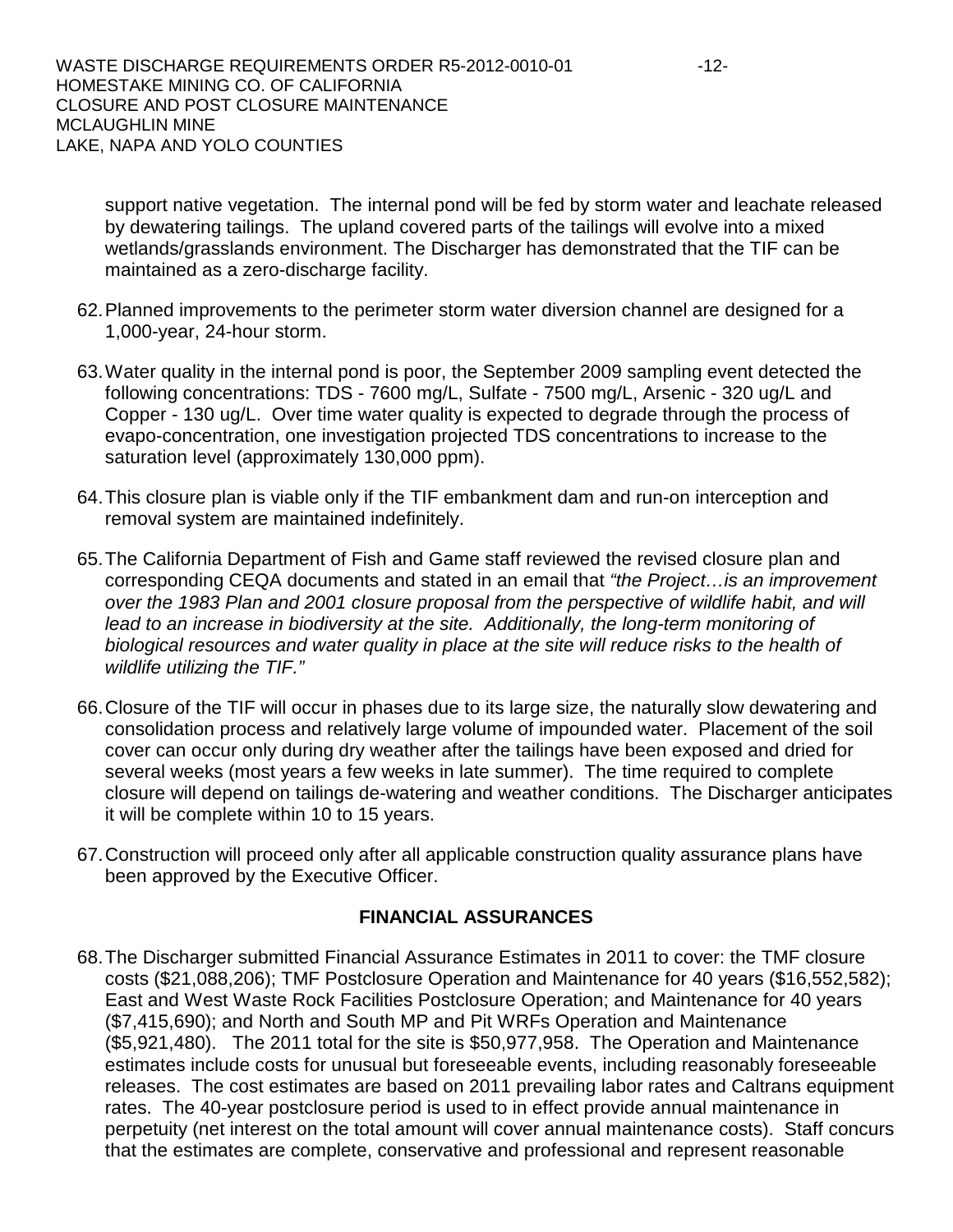support native vegetation. The internal pond will be fed by storm water and leachate released by dewatering tailings. The upland covered parts of the tailings will evolve into a mixed wetlands/grasslands environment. The Discharger has demonstrated that the TIF can be maintained as a zero-discharge facility.

62. Planned improvements to the perimeter storm water diversion channel are designed for a 1,000-year, 24-hour storm.

63. Water quality in the internal pond is poor, the September 2009 sampling event detected the following concentrations: TDS - 7600 mg/L, Sulfate - 7500 mg/L, Arsenic - 320 ug/L and Copper - 130 ug/L. Over time water quality is expected to degrade through the process of evapo-concentration, one investigation projected TDS concentrations to increase to the saturation level (approximately 130,000 ppm).

64. This closure plan is viable only if the TIF embankment dam and run-on interception and removal system are maintained indefinitely.

65. The California Department of Fish and Game staff reviewed the revised closure plan and corresponding CEQA documents and stated in an email that *"the Project…is an improvement over the 1983 Plan and 2001 closure proposal from the perspective of wildlife habit, and will lead to an increase in biodiversity at the site. Additionally, the long-term monitoring of biological resources and water quality in place at the site will reduce risks to the health of wildlife utilizing the TIF."*

66. Closure of the TIF will occur in phases due to its large size, the naturally slow dewatering and consolidation process and relatively large volume of impounded water. Placement of the soil cover can occur only during dry weather after the tailings have been exposed and dried for several weeks (most years a few weeks in late summer). The time required to complete closure will depend on tailings de-watering and weather conditions. The Discharger anticipates it will be complete within 10 to 15 years.

67. Construction will proceed only after all applicable construction quality assurance plans have been approved by the Executive Officer.

## FINANCIAL ASSURANCES

68. The Discharger submitted Financial Assurance Estimates in 2011 to cover: the TMF closure costs ($21,088,206); TMF Postclosure Operation and Maintenance for 40 years ($16,552,582); East and West Waste Rock Facilities Postclosure Operation; and Maintenance for 40 years ($7,415,690); and North and South MP and Pit WRFs Operation and Maintenance ($5,921,480). The 2011 total for the site is $50,977,958. The Operation and Maintenance estimates include costs for unusual but foreseeable events, including reasonably foreseeable releases. The cost estimates are based on 2011 prevailing labor rates and Caltrans equipment rates. The 40-year postclosure period is used to in effect provide annual maintenance in perpetuity (net interest on the total amount will cover annual maintenance costs). Staff concurs that the estimates are complete, conservative and professional and represent reasonable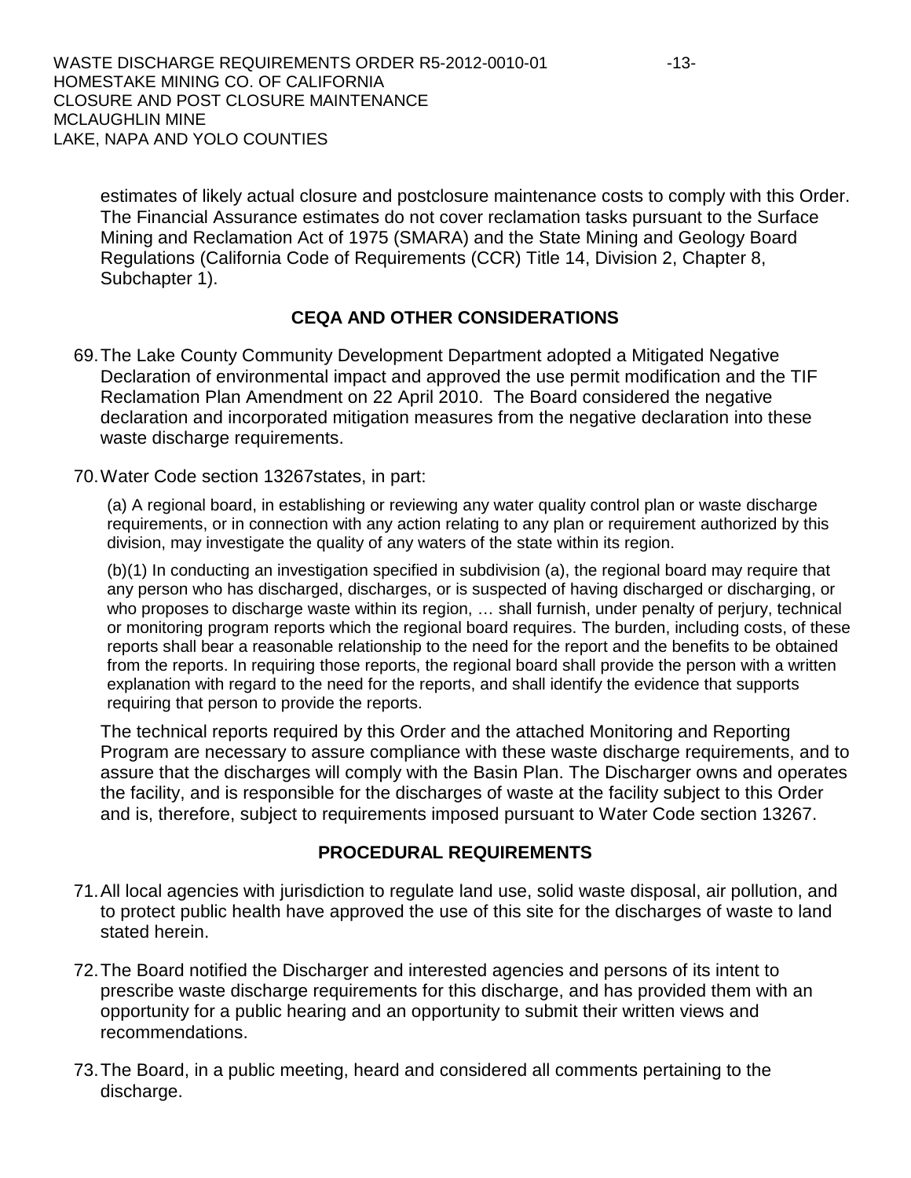estimates of likely actual closure and postclosure maintenance costs to comply with this Order. The Financial Assurance estimates do not cover reclamation tasks pursuant to the Surface Mining and Reclamation Act of 1975 (SMARA) and the State Mining and Geology Board Regulations (California Code of Requirements (CCR) Title 14, Division 2, Chapter 8, Subchapter 1).

## CEQA AND OTHER CONSIDERATIONS

69. The Lake County Community Development Department adopted a Mitigated Negative Declaration of environmental impact and approved the use permit modification and the TIF Reclamation Plan Amendment on 22 April 2010. The Board considered the negative declaration and incorporated mitigation measures from the negative declaration into these waste discharge requirements.

70. Water Code section 13267states, in part:

    (a) A regional board, in establishing or reviewing any water quality control plan or waste discharge requirements, or in connection with any action relating to any plan or requirement authorized by this division, may investigate the quality of any waters of the state within its region.

    (b)(1) In conducting an investigation specified in subdivision (a), the regional board may require that any person who has discharged, discharges, or is suspected of having discharged or discharging, or who proposes to discharge waste within its region, … shall furnish, under penalty of perjury, technical or monitoring program reports which the regional board requires. The burden, including costs, of these reports shall bear a reasonable relationship to the need for the report and the benefits to be obtained from the reports. In requiring those reports, the regional board shall provide the person with a written explanation with regard to the need for the reports, and shall identify the evidence that supports requiring that person to provide the reports.

    The technical reports required by this Order and the attached Monitoring and Reporting Program are necessary to assure compliance with these waste discharge requirements, and to assure that the discharges will comply with the Basin Plan. The Discharger owns and operates the facility, and is responsible for the discharges of waste at the facility subject to this Order and is, therefore, subject to requirements imposed pursuant to Water Code section 13267.

## PROCEDURAL REQUIREMENTS

71. All local agencies with jurisdiction to regulate land use, solid waste disposal, air pollution, and to protect public health have approved the use of this site for the discharges of waste to land stated herein.

72. The Board notified the Discharger and interested agencies and persons of its intent to prescribe waste discharge requirements for this discharge, and has provided them with an opportunity for a public hearing and an opportunity to submit their written views and recommendations.

73. The Board, in a public meeting, heard and considered all comments pertaining to the discharge.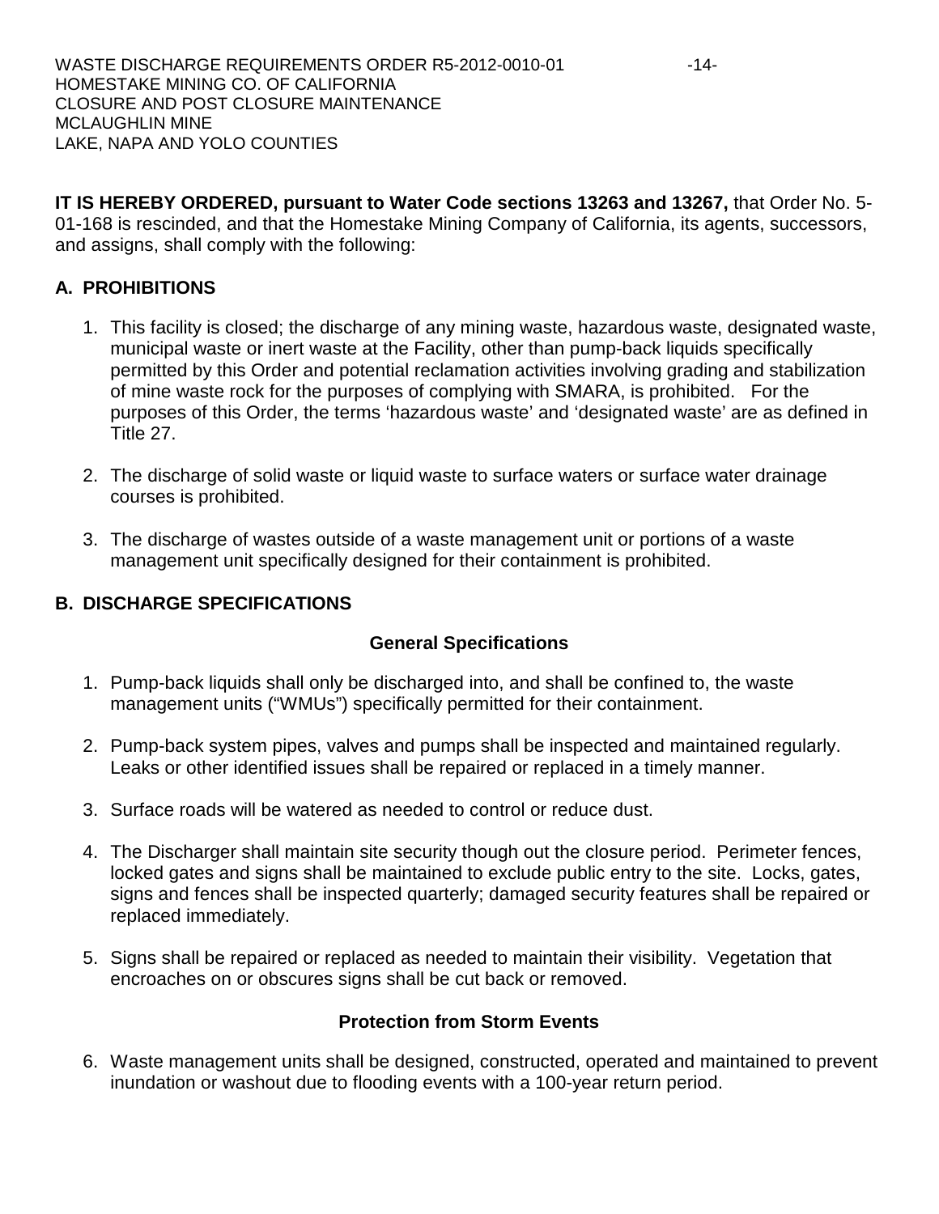**IT IS HEREBY ORDERED, pursuant to Water Code sections 13263 and 13267,** that Order No. 5-01-168 is rescinded, and that the Homestake Mining Company of California, its agents, successors, and assigns, shall comply with the following:

## A. PROHIBITIONS

1. This facility is closed; the discharge of any mining waste, hazardous waste, designated waste, municipal waste or inert waste at the Facility, other than pump-back liquids specifically permitted by this Order and potential reclamation activities involving grading and stabilization of mine waste rock for the purposes of complying with SMARA, is prohibited. For the purposes of this Order, the terms 'hazardous waste' and 'designated waste' are as defined in Title 27.

2. The discharge of solid waste or liquid waste to surface waters or surface water drainage courses is prohibited.

3. The discharge of wastes outside of a waste management unit or portions of a waste management unit specifically designed for their containment is prohibited.

## B. DISCHARGE SPECIFICATIONS

### General Specifications

1. Pump-back liquids shall only be discharged into, and shall be confined to, the waste management units ("WMUs") specifically permitted for their containment.

2. Pump-back system pipes, valves and pumps shall be inspected and maintained regularly. Leaks or other identified issues shall be repaired or replaced in a timely manner.

3. Surface roads will be watered as needed to control or reduce dust.

4. The Discharger shall maintain site security though out the closure period. Perimeter fences, locked gates and signs shall be maintained to exclude public entry to the site. Locks, gates, signs and fences shall be inspected quarterly; damaged security features shall be repaired or replaced immediately.

5. Signs shall be repaired or replaced as needed to maintain their visibility. Vegetation that encroaches on or obscures signs shall be cut back or removed.

### Protection from Storm Events

6. Waste management units shall be designed, constructed, operated and maintained to prevent inundation or washout due to flooding events with a 100-year return period.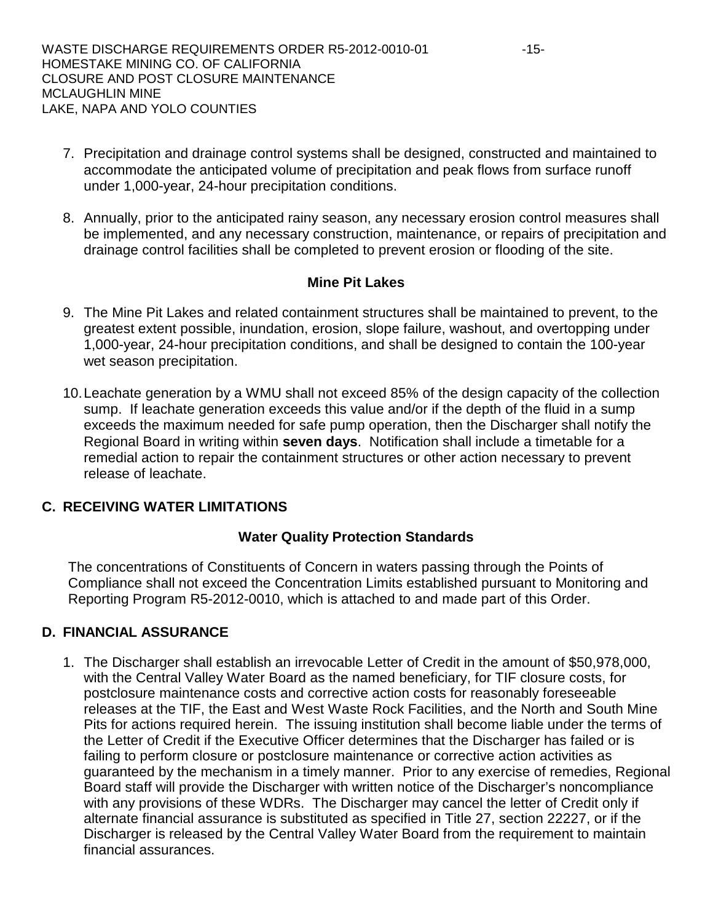7. Precipitation and drainage control systems shall be designed, constructed and maintained to accommodate the anticipated volume of precipitation and peak flows from surface runoff under 1,000-year, 24-hour precipitation conditions.

8. Annually, prior to the anticipated rainy season, any necessary erosion control measures shall be implemented, and any necessary construction, maintenance, or repairs of precipitation and drainage control facilities shall be completed to prevent erosion or flooding of the site.

**Mine Pit Lakes**

9. The Mine Pit Lakes and related containment structures shall be maintained to prevent, to the greatest extent possible, inundation, erosion, slope failure, washout, and overtopping under 1,000-year, 24-hour precipitation conditions, and shall be designed to contain the 100-year wet season precipitation.

10. Leachate generation by a WMU shall not exceed 85% of the design capacity of the collection sump. If leachate generation exceeds this value and/or if the depth of the fluid in a sump exceeds the maximum needed for safe pump operation, then the Discharger shall notify the Regional Board in writing within **seven days**. Notification shall include a timetable for a remedial action to repair the containment structures or other action necessary to prevent release of leachate.

## C. RECEIVING WATER LIMITATIONS

**Water Quality Protection Standards**

The concentrations of Constituents of Concern in waters passing through the Points of Compliance shall not exceed the Concentration Limits established pursuant to Monitoring and Reporting Program R5-2012-0010, which is attached to and made part of this Order.

## D. FINANCIAL ASSURANCE

1. The Discharger shall establish an irrevocable Letter of Credit in the amount of $50,978,000, with the Central Valley Water Board as the named beneficiary, for TIF closure costs, for postclosure maintenance costs and corrective action costs for reasonably foreseeable releases at the TIF, the East and West Waste Rock Facilities, and the North and South Mine Pits for actions required herein. The issuing institution shall become liable under the terms of the Letter of Credit if the Executive Officer determines that the Discharger has failed or is failing to perform closure or postclosure maintenance or corrective action activities as guaranteed by the mechanism in a timely manner. Prior to any exercise of remedies, Regional Board staff will provide the Discharger with written notice of the Discharger's noncompliance with any provisions of these WDRs. The Discharger may cancel the letter of Credit only if alternate financial assurance is substituted as specified in Title 27, section 22227, or if the Discharger is released by the Central Valley Water Board from the requirement to maintain financial assurances.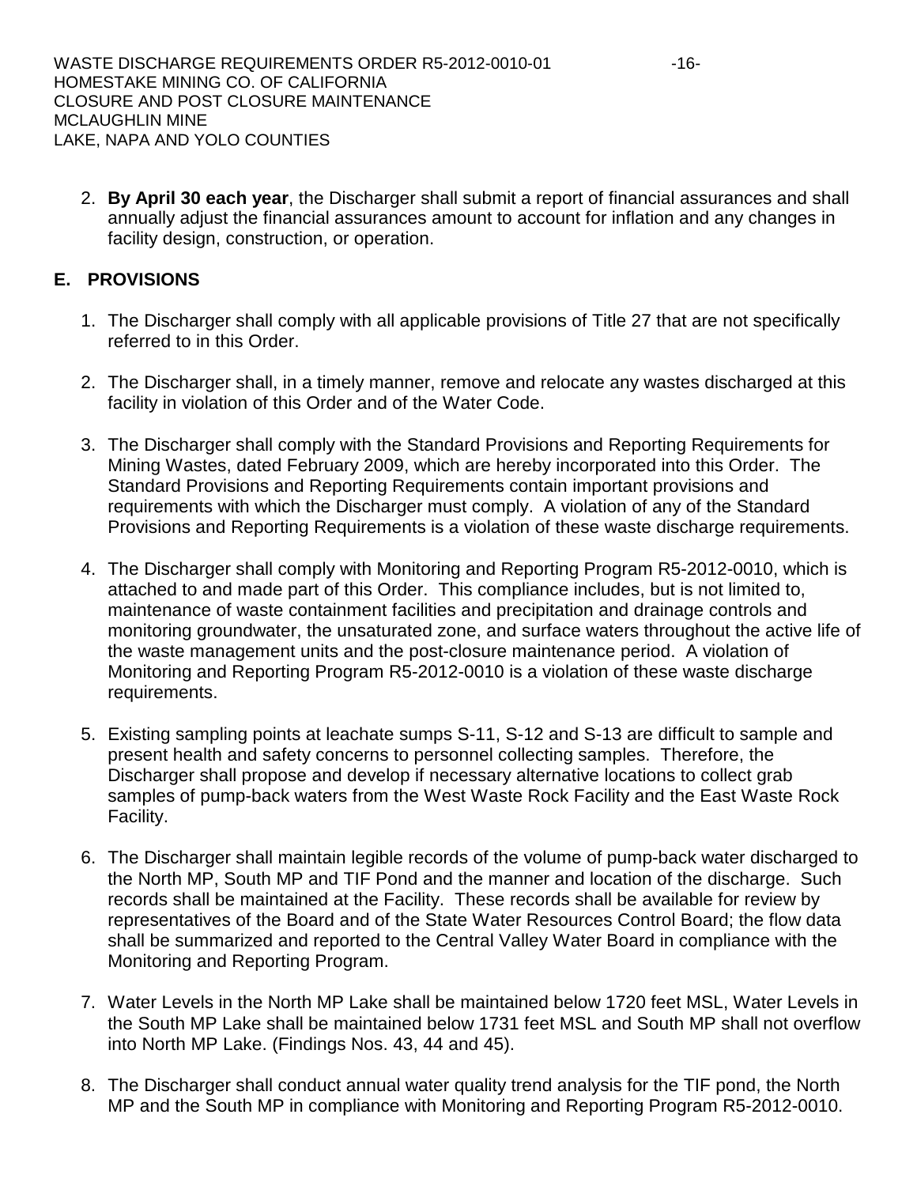2. **By April 30 each year**, the Discharger shall submit a report of financial assurances and shall annually adjust the financial assurances amount to account for inflation and any changes in facility design, construction, or operation.

## E. PROVISIONS

1. The Discharger shall comply with all applicable provisions of Title 27 that are not specifically referred to in this Order.

2. The Discharger shall, in a timely manner, remove and relocate any wastes discharged at this facility in violation of this Order and of the Water Code.

3. The Discharger shall comply with the Standard Provisions and Reporting Requirements for Mining Wastes, dated February 2009, which are hereby incorporated into this Order. The Standard Provisions and Reporting Requirements contain important provisions and requirements with which the Discharger must comply. A violation of any of the Standard Provisions and Reporting Requirements is a violation of these waste discharge requirements.

4. The Discharger shall comply with Monitoring and Reporting Program R5-2012-0010, which is attached to and made part of this Order. This compliance includes, but is not limited to, maintenance of waste containment facilities and precipitation and drainage controls and monitoring groundwater, the unsaturated zone, and surface waters throughout the active life of the waste management units and the post-closure maintenance period. A violation of Monitoring and Reporting Program R5-2012-0010 is a violation of these waste discharge requirements.

5. Existing sampling points at leachate sumps S-11, S-12 and S-13 are difficult to sample and present health and safety concerns to personnel collecting samples. Therefore, the Discharger shall propose and develop if necessary alternative locations to collect grab samples of pump-back waters from the West Waste Rock Facility and the East Waste Rock Facility.

6. The Discharger shall maintain legible records of the volume of pump-back water discharged to the North MP, South MP and TIF Pond and the manner and location of the discharge. Such records shall be maintained at the Facility. These records shall be available for review by representatives of the Board and of the State Water Resources Control Board; the flow data shall be summarized and reported to the Central Valley Water Board in compliance with the Monitoring and Reporting Program.

7. Water Levels in the North MP Lake shall be maintained below 1720 feet MSL, Water Levels in the South MP Lake shall be maintained below 1731 feet MSL and South MP shall not overflow into North MP Lake. (Findings Nos. 43, 44 and 45).

8. The Discharger shall conduct annual water quality trend analysis for the TIF pond, the North MP and the South MP in compliance with Monitoring and Reporting Program R5-2012-0010.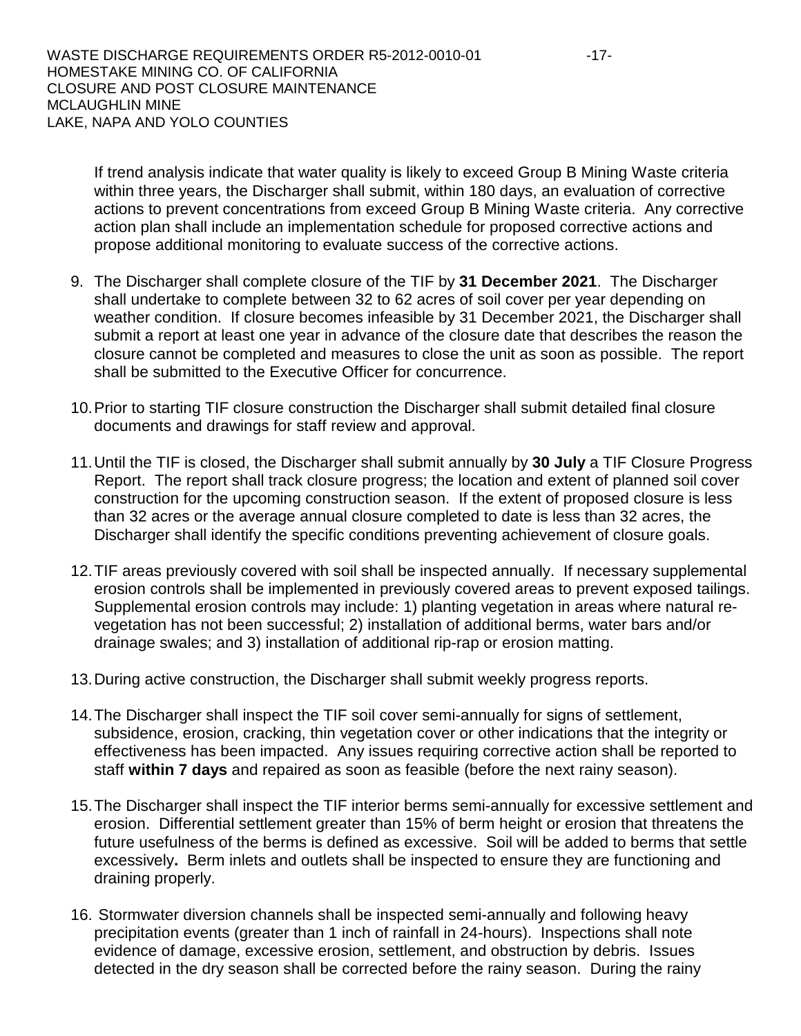If trend analysis indicate that water quality is likely to exceed Group B Mining Waste criteria within three years, the Discharger shall submit, within 180 days, an evaluation of corrective actions to prevent concentrations from exceed Group B Mining Waste criteria. Any corrective action plan shall include an implementation schedule for proposed corrective actions and propose additional monitoring to evaluate success of the corrective actions.

9. The Discharger shall complete closure of the TIF by **31 December 2021**. The Discharger shall undertake to complete between 32 to 62 acres of soil cover per year depending on weather condition. If closure becomes infeasible by 31 December 2021, the Discharger shall submit a report at least one year in advance of the closure date that describes the reason the closure cannot be completed and measures to close the unit as soon as possible. The report shall be submitted to the Executive Officer for concurrence.

10. Prior to starting TIF closure construction the Discharger shall submit detailed final closure documents and drawings for staff review and approval.

11. Until the TIF is closed, the Discharger shall submit annually by **30 July** a TIF Closure Progress Report. The report shall track closure progress; the location and extent of planned soil cover construction for the upcoming construction season. If the extent of proposed closure is less than 32 acres or the average annual closure completed to date is less than 32 acres, the Discharger shall identify the specific conditions preventing achievement of closure goals.

12. TIF areas previously covered with soil shall be inspected annually. If necessary supplemental erosion controls shall be implemented in previously covered areas to prevent exposed tailings. Supplemental erosion controls may include: 1) planting vegetation in areas where natural re-vegetation has not been successful; 2) installation of additional berms, water bars and/or drainage swales; and 3) installation of additional rip-rap or erosion matting.

13. During active construction, the Discharger shall submit weekly progress reports.

14. The Discharger shall inspect the TIF soil cover semi-annually for signs of settlement, subsidence, erosion, cracking, thin vegetation cover or other indications that the integrity or effectiveness has been impacted. Any issues requiring corrective action shall be reported to staff **within 7 days** and repaired as soon as feasible (before the next rainy season).

15. The Discharger shall inspect the TIF interior berms semi-annually for excessive settlement and erosion. Differential settlement greater than 15% of berm height or erosion that threatens the future usefulness of the berms is defined as excessive. Soil will be added to berms that settle excessively**.** Berm inlets and outlets shall be inspected to ensure they are functioning and draining properly.

16. Stormwater diversion channels shall be inspected semi-annually and following heavy precipitation events (greater than 1 inch of rainfall in 24-hours). Inspections shall note evidence of damage, excessive erosion, settlement, and obstruction by debris. Issues detected in the dry season shall be corrected before the rainy season. During the rainy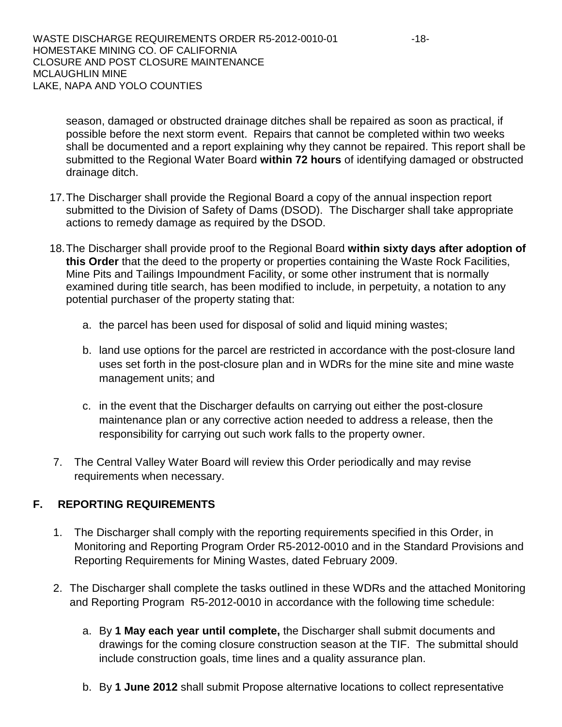season, damaged or obstructed drainage ditches shall be repaired as soon as practical, if possible before the next storm event. Repairs that cannot be completed within two weeks shall be documented and a report explaining why they cannot be repaired. This report shall be submitted to the Regional Water Board **within 72 hours** of identifying damaged or obstructed drainage ditch.

17. The Discharger shall provide the Regional Board a copy of the annual inspection report submitted to the Division of Safety of Dams (DSOD). The Discharger shall take appropriate actions to remedy damage as required by the DSOD.

18. The Discharger shall provide proof to the Regional Board **within sixty days after adoption of this Order** that the deed to the property or properties containing the Waste Rock Facilities, Mine Pits and Tailings Impoundment Facility, or some other instrument that is normally examined during title search, has been modified to include, in perpetuity, a notation to any potential purchaser of the property stating that:

    a. the parcel has been used for disposal of solid and liquid mining wastes;

    b. land use options for the parcel are restricted in accordance with the post-closure land uses set forth in the post-closure plan and in WDRs for the mine site and mine waste management units; and

    c. in the event that the Discharger defaults on carrying out either the post-closure maintenance plan or any corrective action needed to address a release, then the responsibility for carrying out such work falls to the property owner.

7. The Central Valley Water Board will review this Order periodically and may revise requirements when necessary.

## F. REPORTING REQUIREMENTS

1. The Discharger shall comply with the reporting requirements specified in this Order, in Monitoring and Reporting Program Order R5-2012-0010 and in the Standard Provisions and Reporting Requirements for Mining Wastes, dated February 2009.

2. The Discharger shall complete the tasks outlined in these WDRs and the attached Monitoring and Reporting Program R5-2012-0010 in accordance with the following time schedule:

    a. By **1 May each year until complete,** the Discharger shall submit documents and drawings for the coming closure construction season at the TIF. The submittal should include construction goals, time lines and a quality assurance plan.

    b. By **1 June 2012** shall submit Propose alternative locations to collect representative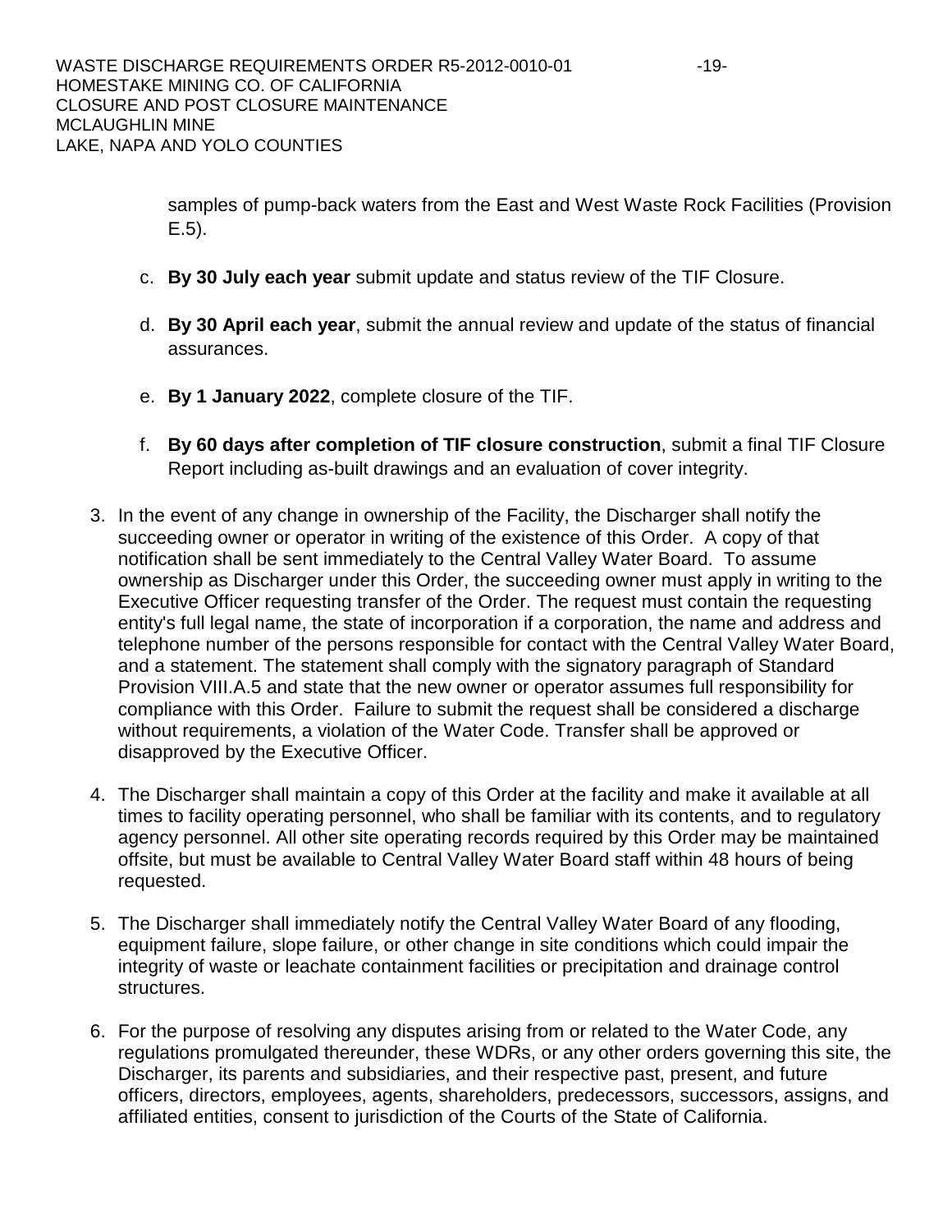samples of pump-back waters from the East and West Waste Rock Facilities (Provision E.5).

c. **By 30 July each year** submit update and status review of the TIF Closure.

d. **By 30 April each year**, submit the annual review and update of the status of financial assurances.

e. **By 1 January 2022**, complete closure of the TIF.

f. **By 60 days after completion of TIF closure construction**, submit a final TIF Closure Report including as-built drawings and an evaluation of cover integrity.

3. In the event of any change in ownership of the Facility, the Discharger shall notify the succeeding owner or operator in writing of the existence of this Order. A copy of that notification shall be sent immediately to the Central Valley Water Board. To assume ownership as Discharger under this Order, the succeeding owner must apply in writing to the Executive Officer requesting transfer of the Order. The request must contain the requesting entity's full legal name, the state of incorporation if a corporation, the name and address and telephone number of the persons responsible for contact with the Central Valley Water Board, and a statement. The statement shall comply with the signatory paragraph of Standard Provision VIII.A.5 and state that the new owner or operator assumes full responsibility for compliance with this Order. Failure to submit the request shall be considered a discharge without requirements, a violation of the Water Code. Transfer shall be approved or disapproved by the Executive Officer.

4. The Discharger shall maintain a copy of this Order at the facility and make it available at all times to facility operating personnel, who shall be familiar with its contents, and to regulatory agency personnel. All other site operating records required by this Order may be maintained offsite, but must be available to Central Valley Water Board staff within 48 hours of being requested.

5. The Discharger shall immediately notify the Central Valley Water Board of any flooding, equipment failure, slope failure, or other change in site conditions which could impair the integrity of waste or leachate containment facilities or precipitation and drainage control structures.

6. For the purpose of resolving any disputes arising from or related to the Water Code, any regulations promulgated thereunder, these WDRs, or any other orders governing this site, the Discharger, its parents and subsidiaries, and their respective past, present, and future officers, directors, employees, agents, shareholders, predecessors, successors, assigns, and affiliated entities, consent to jurisdiction of the Courts of the State of California.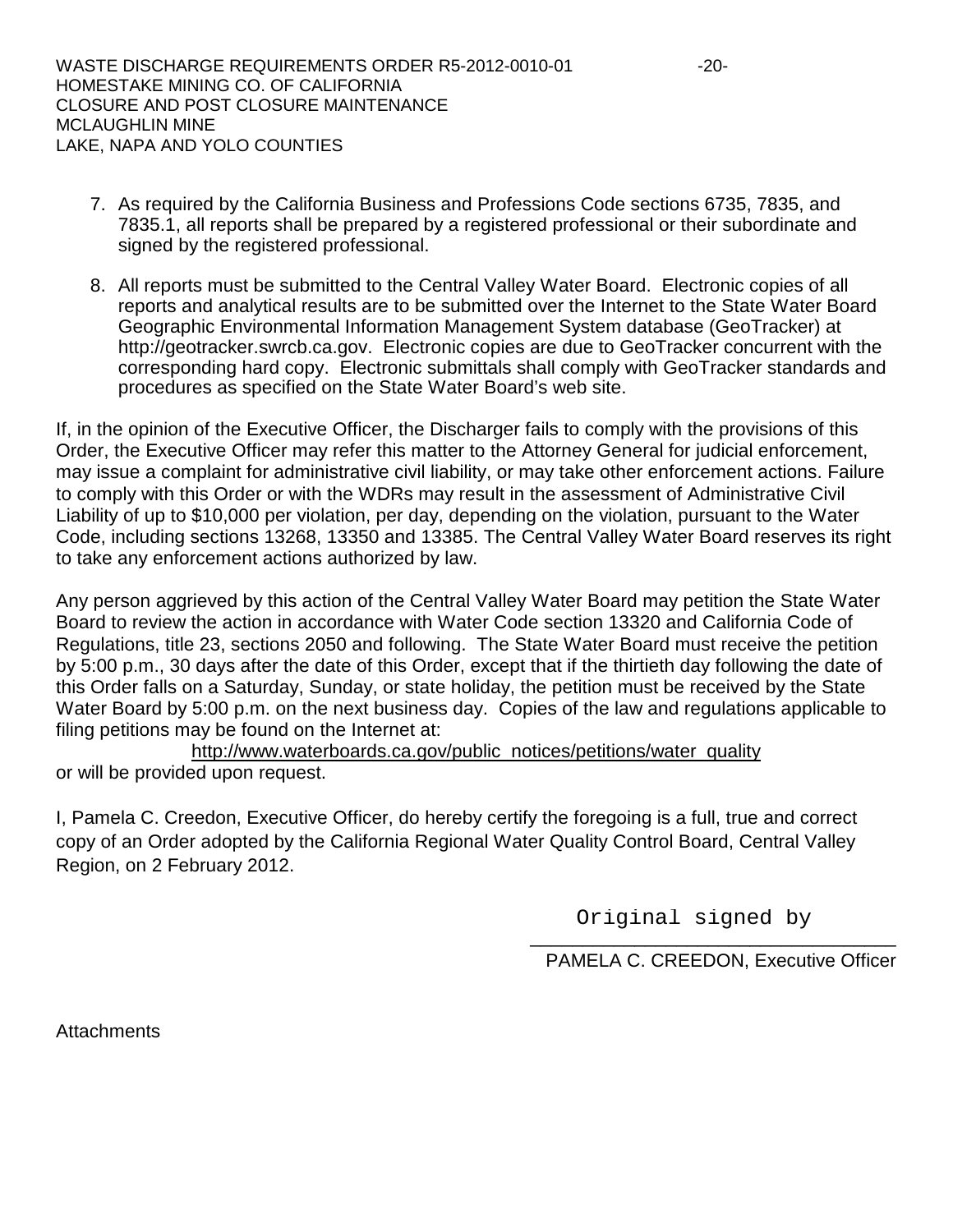7. As required by the California Business and Professions Code sections 6735, 7835, and 7835.1, all reports shall be prepared by a registered professional or their subordinate and signed by the registered professional.

8. All reports must be submitted to the Central Valley Water Board. Electronic copies of all reports and analytical results are to be submitted over the Internet to the State Water Board Geographic Environmental Information Management System database (GeoTracker) at http://geotracker.swrcb.ca.gov. Electronic copies are due to GeoTracker concurrent with the corresponding hard copy. Electronic submittals shall comply with GeoTracker standards and procedures as specified on the State Water Board's web site.

If, in the opinion of the Executive Officer, the Discharger fails to comply with the provisions of this Order, the Executive Officer may refer this matter to the Attorney General for judicial enforcement, may issue a complaint for administrative civil liability, or may take other enforcement actions. Failure to comply with this Order or with the WDRs may result in the assessment of Administrative Civil Liability of up to $10,000 per violation, per day, depending on the violation, pursuant to the Water Code, including sections 13268, 13350 and 13385. The Central Valley Water Board reserves its right to take any enforcement actions authorized by law.

Any person aggrieved by this action of the Central Valley Water Board may petition the State Water Board to review the action in accordance with Water Code section 13320 and California Code of Regulations, title 23, sections 2050 and following. The State Water Board must receive the petition by 5:00 p.m., 30 days after the date of this Order, except that if the thirtieth day following the date of this Order falls on a Saturday, Sunday, or state holiday, the petition must be received by the State Water Board by 5:00 p.m. on the next business day. Copies of the law and regulations applicable to filing petitions may be found on the Internet at:

http://www.waterboards.ca.gov/public_notices/petitions/water_quality

or will be provided upon request.

I, Pamela C. Creedon, Executive Officer, do hereby certify the foregoing is a full, true and correct copy of an Order adopted by the California Regional Water Quality Control Board, Central Valley Region, on 2 February 2012.

Original signed by

PAMELA C. CREEDON, Executive Officer

Attachments